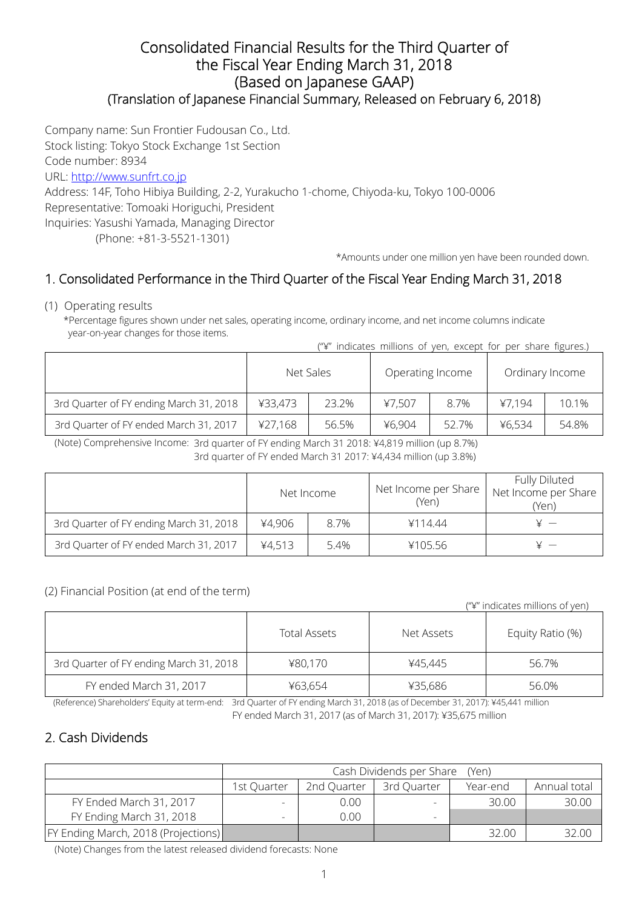# Consolidated Financial Results for the Third Quarter of the Fiscal Year Ending March 31, 2018 (Based on Japanese GAAP)

## (Translation of Japanese Financial Summary, Released on February 6, 2018)

Company name: Sun Frontier Fudousan Co., Ltd.
Stock listing: Tokyo Stock Exchange 1st Section
Code number: 8934
URL: http://www.sunfrt.co.jp
Address: 14F, Toho Hibiya Building, 2-2, Yurakucho 1-chome, Chiyoda-ku, Tokyo 100-0006
Representative: Tomoaki Horiguchi, President
Inquiries: Yasushi Yamada, Managing Director
(Phone: +81-3-5521-1301)

*Amounts under one million yen have been rounded down.

## 1. Consolidated Performance in the Third Quarter of the Fiscal Year Ending March 31, 2018

(1) Operating results

*Percentage figures shown under net sales, operating income, ordinary income, and net income columns indicate year-on-year changes for those items.

("¥" indicates millions of yen, except for per share figures.)

| | Net Sales | | Operating Income | | Ordinary Income | |
|---|---|---|---|---|---|---|
| 3rd Quarter of FY ending March 31, 2018 | ¥33,473 | 23.2% | ¥7,507 | 8.7% | ¥7,194 | 10.1% |
| 3rd Quarter of FY ended March 31, 2017 | ¥27,168 | 56.5% | ¥6,904 | 52.7% | ¥6,534 | 54.8% |

(Note) Comprehensive Income: 3rd quarter of FY ending March 31 2018: ¥4,819 million (up 8.7%)
3rd quarter of FY ended March 31 2017: ¥4,434 million (up 3.8%)

| | Net Income | | Net Income per Share (Yen) | Fully Diluted Net Income per Share (Yen) |
|---|---|---|---|---|
| 3rd Quarter of FY ending March 31, 2018 | ¥4,906 | 8.7% | ¥114.44 | ¥ — |
| 3rd Quarter of FY ended March 31, 2017 | ¥4,513 | 5.4% | ¥105.56 | ¥ — |

(2) Financial Position (at end of the term)

("¥" indicates millions of yen)

| | Total Assets | Net Assets | Equity Ratio (%) |
|---|---|---|---|
| 3rd Quarter of FY ending March 31, 2018 | ¥80,170 | ¥45,445 | 56.7% |
| FY ended March 31, 2017 | ¥63,654 | ¥35,686 | 56.0% |

(Reference) Shareholders' Equity at term-end: 3rd Quarter of FY ending March 31, 2018 (as of December 31, 2017): ¥45,441 million
FY ended March 31, 2017 (as of March 31, 2017): ¥35,675 million

## 2. Cash Dividends

| | Cash Dividends per Share (Yen) | | | | |
|---|---|---|---|---|---|
| | 1st Quarter | 2nd Quarter | 3rd Quarter | Year-end | Annual total |
| FY Ended March 31, 2017 | - | 0.00 | - | 30.00 | 30.00 |
| FY Ending March 31, 2018 | - | 0.00 | - | | |
| FY Ending March, 2018 (Projections) | | | | 32.00 | 32.00 |

(Note) Changes from the latest released dividend forecasts: None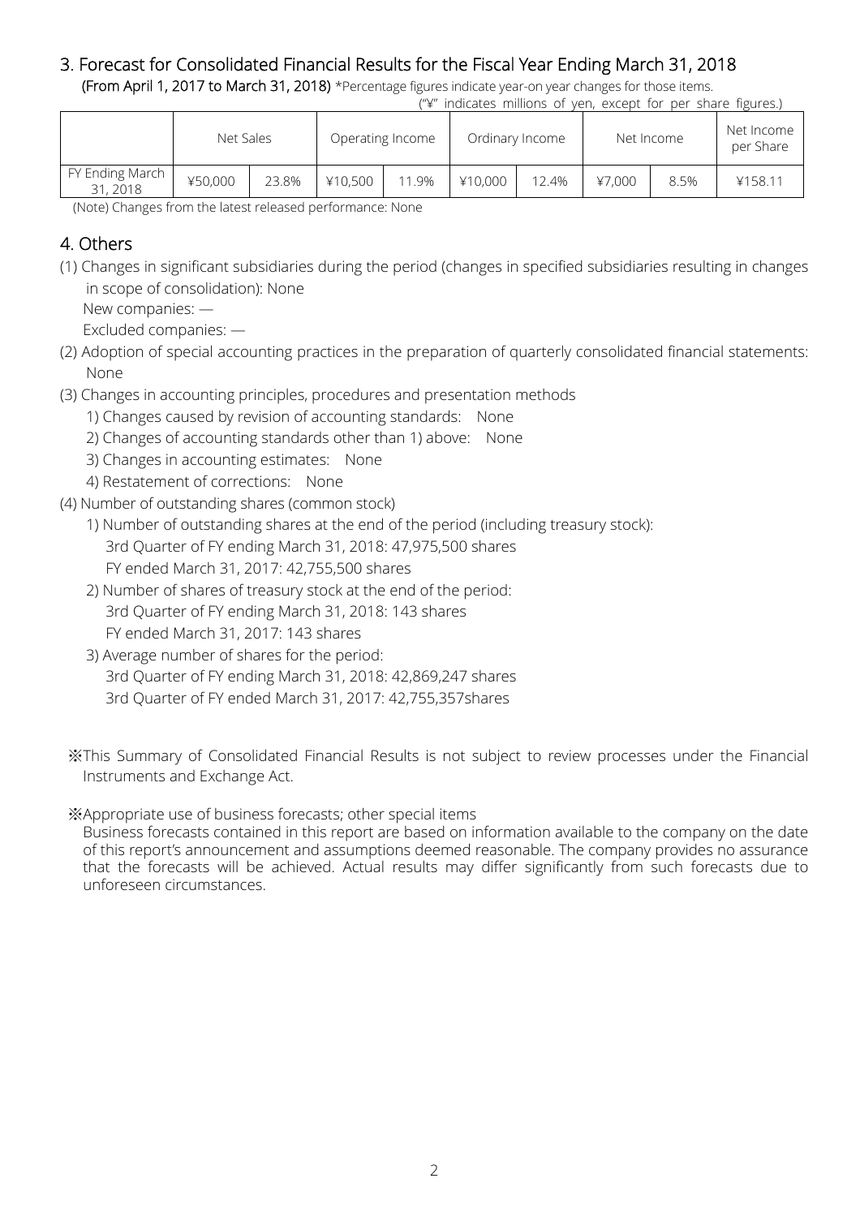## 3. Forecast for Consolidated Financial Results for the Fiscal Year Ending March 31, 2018

**(From April 1, 2017 to March 31, 2018)** *Percentage figures indicate year-on year changes for those items.

("¥" indicates millions of yen, except for per share figures.)

| | Net Sales | | Operating Income | | Ordinary Income | | Net Income | | Net Income per Share |
|---|---|---|---|---|---|---|---|---|---|
| FY Ending March 31, 2018 | ¥50,000 | 23.8% | ¥10,500 | 11.9% | ¥10,000 | 12.4% | ¥7,000 | 8.5% | ¥158.11 |

(Note) Changes from the latest released performance: None

## 4. Others

(1) Changes in significant subsidiaries during the period (changes in specified subsidiaries resulting in changes in scope of consolidation): None

New companies: —

Excluded companies: —

(2) Adoption of special accounting practices in the preparation of quarterly consolidated financial statements: None

(3) Changes in accounting principles, procedures and presentation methods

1) Changes caused by revision of accounting standards: None

2) Changes of accounting standards other than 1) above: None

3) Changes in accounting estimates: None

4) Restatement of corrections: None

(4) Number of outstanding shares (common stock)

1) Number of outstanding shares at the end of the period (including treasury stock):

3rd Quarter of FY ending March 31, 2018: 47,975,500 shares

FY ended March 31, 2017: 42,755,500 shares

2) Number of shares of treasury stock at the end of the period:

3rd Quarter of FY ending March 31, 2018: 143 shares

FY ended March 31, 2017: 143 shares

3) Average number of shares for the period:

3rd Quarter of FY ending March 31, 2018: 42,869,247 shares

3rd Quarter of FY ended March 31, 2017: 42,755,357shares

※This Summary of Consolidated Financial Results is not subject to review processes under the Financial Instruments and Exchange Act.

※Appropriate use of business forecasts; other special items

Business forecasts contained in this report are based on information available to the company on the date of this report's announcement and assumptions deemed reasonable. The company provides no assurance that the forecasts will be achieved. Actual results may differ significantly from such forecasts due to unforeseen circumstances.